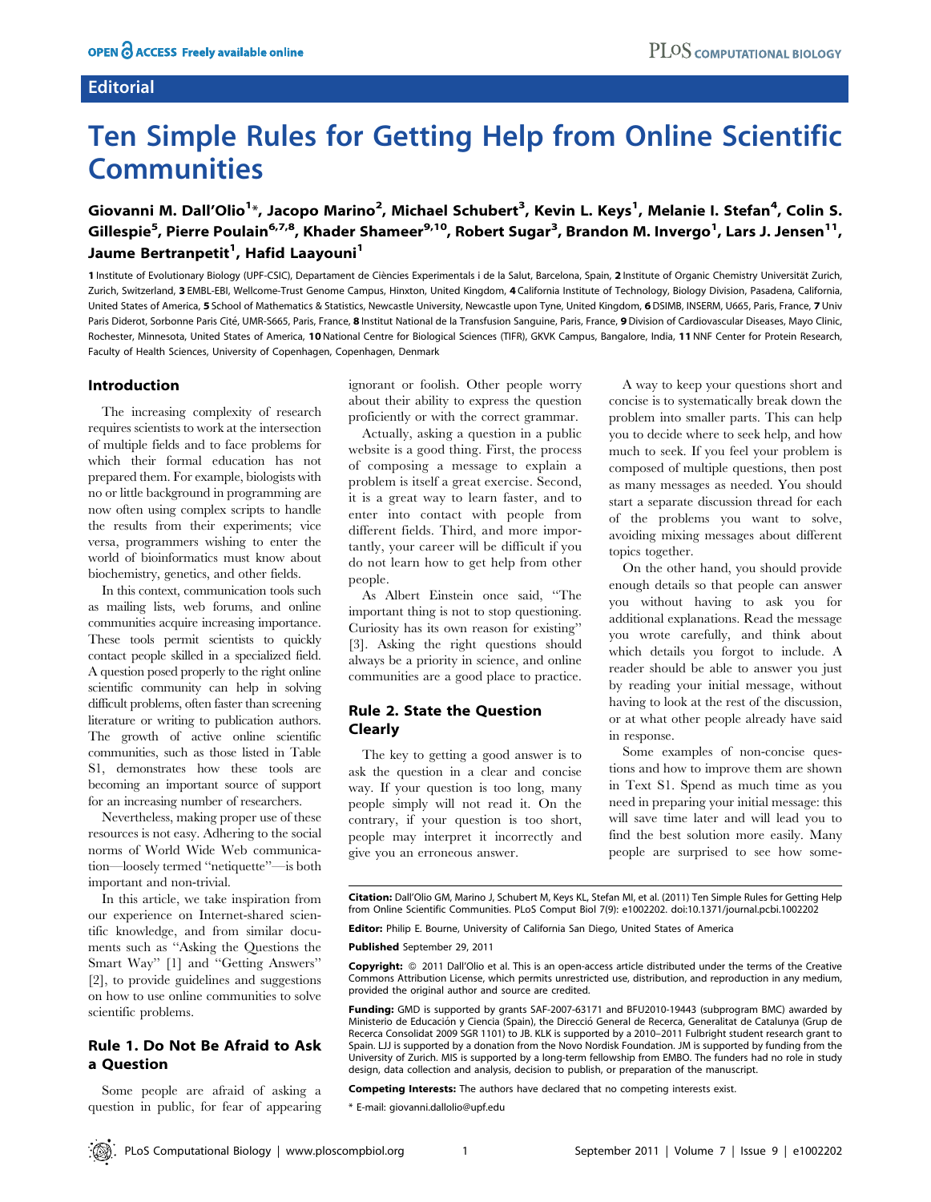# Ten Simple Rules for Getting Help from Online Scientific Communities

**Giovanni M. Dall'Olio[1]*, Jacopo Marino[2], Michael Schubert[3], Kevin L. Keys[1], Melanie I. Stefan[4], Colin S. Gillespie[5], Pierre Poulain[6,7,8], Khader Shameer[9,10], Robert Sugar[3], Brandon M. Invergo[1], Lars J. Jensen[11], Jaume Bertranpetit[1], Hafid Laayouni[1]**

1 Institute of Evolutionary Biology (UPF-CSIC), Departament de Ciències Experimentals i de la Salut, Barcelona, Spain, 2 Institute of Organic Chemistry Universität Zurich, Zurich, Switzerland, 3 EMBL-EBI, Wellcome-Trust Genome Campus, Hinxton, United Kingdom, 4 California Institute of Technology, Biology Division, Pasadena, California, United States of America, 5 School of Mathematics & Statistics, Newcastle University, Newcastle upon Tyne, United Kingdom, 6 DSIMB, INSERM, U665, Paris, France, 7 Univ Paris Diderot, Sorbonne Paris Cité, UMR-S665, Paris, France, 8 Institut National de la Transfusion Sanguine, Paris, France, 9 Division of Cardiovascular Diseases, Mayo Clinic, Rochester, Minnesota, United States of America, 10 National Centre for Biological Sciences (TIFR), GKVK Campus, Bangalore, India, 11 NNF Center for Protein Research, Faculty of Health Sciences, University of Copenhagen, Copenhagen, Denmark

## Introduction

The increasing complexity of research requires scientists to work at the intersection of multiple fields and to face problems for which their formal education has not prepared them. For example, biologists with no or little background in programming are now often using complex scripts to handle the results from their experiments; vice versa, programmers wishing to enter the world of bioinformatics must know about biochemistry, genetics, and other fields.

In this context, communication tools such as mailing lists, web forums, and online communities acquire increasing importance. These tools permit scientists to quickly contact people skilled in a specialized field. A question posed properly to the right online scientific community can help in solving difficult problems, often faster than screening literature or writing to publication authors. The growth of active online scientific communities, such as those listed in Table S1, demonstrates how these tools are becoming an important source of support for an increasing number of researchers.

Nevertheless, making proper use of these resources is not easy. Adhering to the social norms of World Wide Web communication—loosely termed "netiquette"—is both important and non-trivial.

In this article, we take inspiration from our experience on Internet-shared scientific knowledge, and from similar documents such as "Asking the Questions the Smart Way" [1] and "Getting Answers" [2], to provide guidelines and suggestions on how to use online communities to solve scientific problems.

## Rule 1. Do Not Be Afraid to Ask a Question

Some people are afraid of asking a question in public, for fear of appearing ignorant or foolish. Other people worry about their ability to express the question proficiently or with the correct grammar.

Actually, asking a question in a public website is a good thing. First, the process of composing a message to explain a problem is itself a great exercise. Second, it is a great way to learn faster, and to enter into contact with people from different fields. Third, and more importantly, your career will be difficult if you do not learn how to get help from other people.

As Albert Einstein once said, "The important thing is not to stop questioning. Curiosity has its own reason for existing" [3]. Asking the right questions should always be a priority in science, and online communities are a good place to practice.

## Rule 2. State the Question Clearly

The key to getting a good answer is to ask the question in a clear and concise way. If your question is too long, many people simply will not read it. On the contrary, if your question is too short, people may interpret it incorrectly and give you an erroneous answer.

A way to keep your questions short and concise is to systematically break down the problem into smaller parts. This can help you to decide where to seek help, and how much to seek. If you feel your problem is composed of multiple questions, then post as many messages as needed. You should start a separate discussion thread for each of the problems you want to solve, avoiding mixing messages about different topics together.

On the other hand, you should provide enough details so that people can answer you without having to ask you for additional explanations. Read the message you wrote carefully, and think about which details you forgot to include. A reader should be able to answer you just by reading your initial message, without having to look at the rest of the discussion, or at what other people already have said in response.

Some examples of non-concise questions and how to improve them are shown in Text S1. Spend as much time as you need in preparing your initial message: this will save time later and will lead you to find the best solution more easily. Many people are surprised to see how some-

**Citation:** Dall'Olio GM, Marino J, Schubert M, Keys KL, Stefan MI, et al. (2011) Ten Simple Rules for Getting Help from Online Scientific Communities. PLoS Comput Biol 7(9): e1002202. doi:10.1371/journal.pcbi.1002202

**Editor:** Philip E. Bourne, University of California San Diego, United States of America

**Published** September 29, 2011

**Copyright:** © 2011 Dall'Olio et al. This is an open-access article distributed under the terms of the Creative Commons Attribution License, which permits unrestricted use, distribution, and reproduction in any medium, provided the original author and source are credited.

**Funding:** GMD is supported by grants SAF-2007-63171 and BFU2010-19443 (subprogram BMC) awarded by Ministerio de Educación y Ciencia (Spain), the Direcció General de Recerca, Generalitat de Catalunya (Grup de Recerca Consolidat 2009 SGR 1101) to JB. KLK is supported by a 2010–2011 Fulbright student research grant to Spain. LJJ is supported by a donation from the Novo Nordisk Foundation. JM is supported by funding from the University of Zurich. MIS is supported by a long-term fellowship from EMBO. The funders had no role in study design, data collection and analysis, decision to publish, or preparation of the manuscript.

**Competing Interests:** The authors have declared that no competing interests exist.

* E-mail: giovanni.dallolio@upf.edu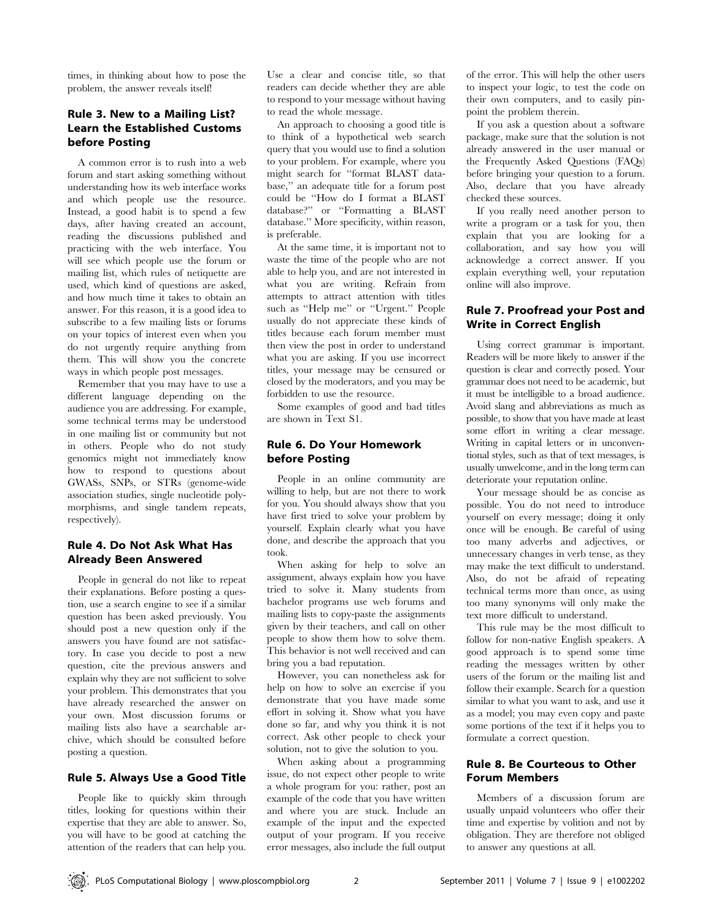times, in thinking about how to pose the problem, the answer reveals itself!

## Rule 3. New to a Mailing List? Learn the Established Customs before Posting

A common error is to rush into a web forum and start asking something without understanding how its web interface works and which people use the resource. Instead, a good habit is to spend a few days, after having created an account, reading the discussions published and practicing with the web interface. You will see which people use the forum or mailing list, which rules of netiquette are used, which kind of questions are asked, and how much time it takes to obtain an answer. For this reason, it is a good idea to subscribe to a few mailing lists or forums on your topics of interest even when you do not urgently require anything from them. This will show you the concrete ways in which people post messages.

Remember that you may have to use a different language depending on the audience you are addressing. For example, some technical terms may be understood in one mailing list or community but not in others. People who do not study genomics might not immediately know how to respond to questions about GWASs, SNPs, or STRs (genome-wide association studies, single nucleotide polymorphisms, and single tandem repeats, respectively).

## Rule 4. Do Not Ask What Has Already Been Answered

People in general do not like to repeat their explanations. Before posting a question, use a search engine to see if a similar question has been asked previously. You should post a new question only if the answers you have found are not satisfactory. In case you decide to post a new question, cite the previous answers and explain why they are not sufficient to solve your problem. This demonstrates that you have already researched the answer on your own. Most discussion forums or mailing lists also have a searchable archive, which should be consulted before posting a question.

## Rule 5. Always Use a Good Title

People like to quickly skim through titles, looking for questions within their expertise that they are able to answer. So, you will have to be good at catching the attention of the readers that can help you. Use a clear and concise title, so that readers can decide whether they are able to respond to your message without having to read the whole message.

An approach to choosing a good title is to think of a hypothetical web search query that you would use to find a solution to your problem. For example, where you might search for "format BLAST database," an adequate title for a forum post could be "How do I format a BLAST database?" or "Formatting a BLAST database." More specificity, within reason, is preferable.

At the same time, it is important not to waste the time of the people who are not able to help you, and are not interested in what you are writing. Refrain from attempts to attract attention with titles such as "Help me" or "Urgent." People usually do not appreciate these kinds of titles because each forum member must then view the post in order to understand what you are asking. If you use incorrect titles, your message may be censured or closed by the moderators, and you may be forbidden to use the resource.

Some examples of good and bad titles are shown in Text S1.

## Rule 6. Do Your Homework before Posting

People in an online community are willing to help, but are not there to work for you. You should always show that you have first tried to solve your problem by yourself. Explain clearly what you have done, and describe the approach that you took.

When asking for help to solve an assignment, always explain how you have tried to solve it. Many students from bachelor programs use web forums and mailing lists to copy-paste the assignments given by their teachers, and call on other people to show them how to solve them. This behavior is not well received and can bring you a bad reputation.

However, you can nonetheless ask for help on how to solve an exercise if you demonstrate that you have made some effort in solving it. Show what you have done so far, and why you think it is not correct. Ask other people to check your solution, not to give the solution to you.

When asking about a programming issue, do not expect other people to write a whole program for you: rather, post an example of the code that you have written and where you are stuck. Include an example of the input and the expected output of your program. If you receive error messages, also include the full output of the error. This will help the other users to inspect your logic, to test the code on their own computers, and to easily pinpoint the problem therein.

If you ask a question about a software package, make sure that the solution is not already answered in the user manual or the Frequently Asked Questions (FAQs) before bringing your question to a forum. Also, declare that you have already checked these sources.

If you really need another person to write a program or a task for you, then explain that you are looking for a collaboration, and say how you will acknowledge a correct answer. If you explain everything well, your reputation online will also improve.

## Rule 7. Proofread your Post and Write in Correct English

Using correct grammar is important. Readers will be more likely to answer if the question is clear and correctly posed. Your grammar does not need to be academic, but it must be intelligible to a broad audience. Avoid slang and abbreviations as much as possible, to show that you have made at least some effort in writing a clear message. Writing in capital letters or in unconventional styles, such as that of text messages, is usually unwelcome, and in the long term can deteriorate your reputation online.

Your message should be as concise as possible. You do not need to introduce yourself on every message; doing it only once will be enough. Be careful of using too many adverbs and adjectives, or unnecessary changes in verb tense, as they may make the text difficult to understand. Also, do not be afraid of repeating technical terms more than once, as using too many synonyms will only make the text more difficult to understand.

This rule may be the most difficult to follow for non-native English speakers. A good approach is to spend some time reading the messages written by other users of the forum or the mailing list and follow their example. Search for a question similar to what you want to ask, and use it as a model; you may even copy and paste some portions of the text if it helps you to formulate a correct question.

## Rule 8. Be Courteous to Other Forum Members

Members of a discussion forum are usually unpaid volunteers who offer their time and expertise by volition and not by obligation. They are therefore not obliged to answer any questions at all.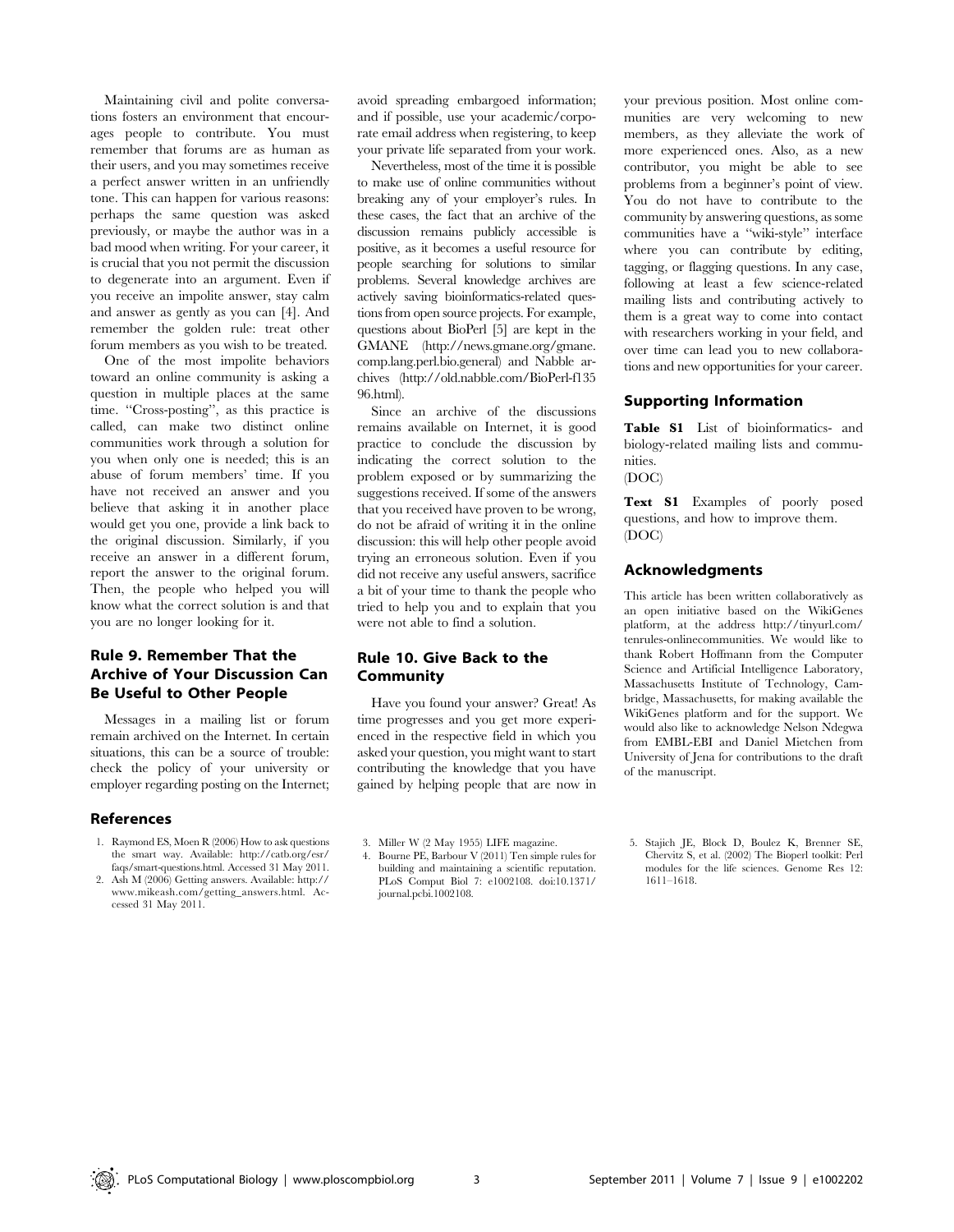Maintaining civil and polite conversations fosters an environment that encourages people to contribute. You must remember that forums are as human as their users, and you may sometimes receive a perfect answer written in an unfriendly tone. This can happen for various reasons: perhaps the same question was asked previously, or maybe the author was in a bad mood when writing. For your career, it is crucial that you not permit the discussion to degenerate into an argument. Even if you receive an impolite answer, stay calm and answer as gently as you can [4]. And remember the golden rule: treat other forum members as you wish to be treated.

One of the most impolite behaviors toward an online community is asking a question in multiple places at the same time. "Cross-posting", as this practice is called, can make two distinct online communities work through a solution for you when only one is needed; this is an abuse of forum members' time. If you have not received an answer and you believe that asking it in another place would get you one, provide a link back to the original discussion. Similarly, if you receive an answer in a different forum, report the answer to the original forum. Then, the people who helped you will know what the correct solution is and that you are no longer looking for it.

## Rule 9. Remember That the Archive of Your Discussion Can Be Useful to Other People

Messages in a mailing list or forum remain archived on the Internet. In certain situations, this can be a source of trouble: check the policy of your university or employer regarding posting on the Internet; avoid spreading embargoed information; and if possible, use your academic/corporate email address when registering, to keep your private life separated from your work.

Nevertheless, most of the time it is possible to make use of online communities without breaking any of your employer's rules. In these cases, the fact that an archive of the discussion remains publicly accessible is positive, as it becomes a useful resource for people searching for solutions to similar problems. Several knowledge archives are actively saving bioinformatics-related questions from open source projects. For example, questions about BioPerl [5] are kept in the GMANE (http://news.gmane.org/gmane.comp.lang.perl.bio.general) and Nabble archives (http://old.nabble.com/BioPerl-f1396.html).

Since an archive of the discussions remains available on Internet, it is good practice to conclude the discussion by indicating the correct solution to the problem exposed or by summarizing the suggestions received. If some of the answers that you received have proven to be wrong, do not be afraid of writing it in the online discussion: this will help other people avoid trying an erroneous solution. Even if you did not receive any useful answers, sacrifice a bit of your time to thank the people who tried to help you and to explain that you were not able to find a solution.

## Rule 10. Give Back to the Community

Have you found your answer? Great! As time progresses and you get more experienced in the respective field in which you asked your question, you might want to start contributing the knowledge that you have gained by helping people that are now in your previous position. Most online communities are very welcoming to new members, as they alleviate the work of more experienced ones. Also, as a new contributor, you might be able to see problems from a beginner's point of view. You do not have to contribute to the community by answering questions, as some communities have a "wiki-style" interface where you can contribute by editing, tagging, or flagging questions. In any case, following at least a few science-related mailing lists and contributing actively to them is a great way to come into contact with researchers working in your field, and over time can lead you to new collaborations and new opportunities for your career.

## Supporting Information

**Table S1** List of bioinformatics- and biology-related mailing lists and communities.
(DOC)

**Text S1** Examples of poorly posed questions, and how to improve them.
(DOC)

## Acknowledgments

This article has been written collaboratively as an open initiative based on the WikiGenes platform, at the address http://tinyurl.com/tenrules-onlinecommunities. We would like to thank Robert Hoffmann from the Computer Science and Artificial Intelligence Laboratory, Massachusetts Institute of Technology, Cambridge, Massachusetts, for making available the WikiGenes platform and for the support. We would also like to acknowledge Nelson Ndegwa from EMBL-EBI and Daniel Mietchen from University of Jena for contributions to the draft of the manuscript.

## References

1. Raymond ES, Moen R (2006) How to ask questions the smart way. Available: http://catb.org/esr/faqs/smart-questions.html. Accessed 31 May 2011.
2. Ash M (2006) Getting answers. Available: http://www.mikeash.com/getting_answers.html. Accessed 31 May 2011.
3. Miller W (2 May 1955) LIFE magazine.
4. Bourne PE, Barbour V (2011) Ten simple rules for building and maintaining a scientific reputation. PLoS Comput Biol 7: e1002108. doi:10.1371/journal.pcbi.1002108.
5. Stajich JE, Block D, Boulez K, Brenner SE, Chervitz S, et al. (2002) The Bioperl toolkit: Perl modules for the life sciences. Genome Res 12: 1611–1618.